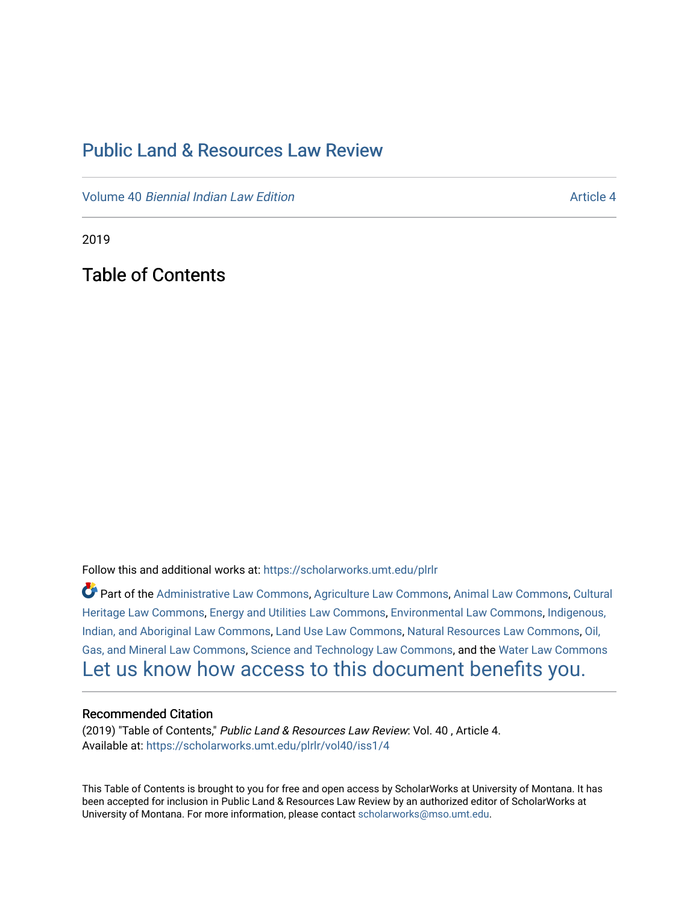# Public Land & Resources Law Review

Volume 40 *Biennial Indian Law Edition* | Article 4

2019

## Table of Contents

Follow this and additional works at: https://scholarworks.umt.edu/plrlr

Part of the Administrative Law Commons, Agriculture Law Commons, Animal Law Commons, Cultural Heritage Law Commons, Energy and Utilities Law Commons, Environmental Law Commons, Indigenous, Indian, and Aboriginal Law Commons, Land Use Law Commons, Natural Resources Law Commons, Oil, Gas, and Mineral Law Commons, Science and Technology Law Commons, and the Water Law Commons

Let us know how access to this document benefits you.

### Recommended Citation

(2019) "Table of Contents," *Public Land & Resources Law Review*: Vol. 40 , Article 4.
Available at: https://scholarworks.umt.edu/plrlr/vol40/iss1/4

This Table of Contents is brought to you for free and open access by ScholarWorks at University of Montana. It has been accepted for inclusion in Public Land & Resources Law Review by an authorized editor of ScholarWorks at University of Montana. For more information, please contact scholarworks@mso.umt.edu.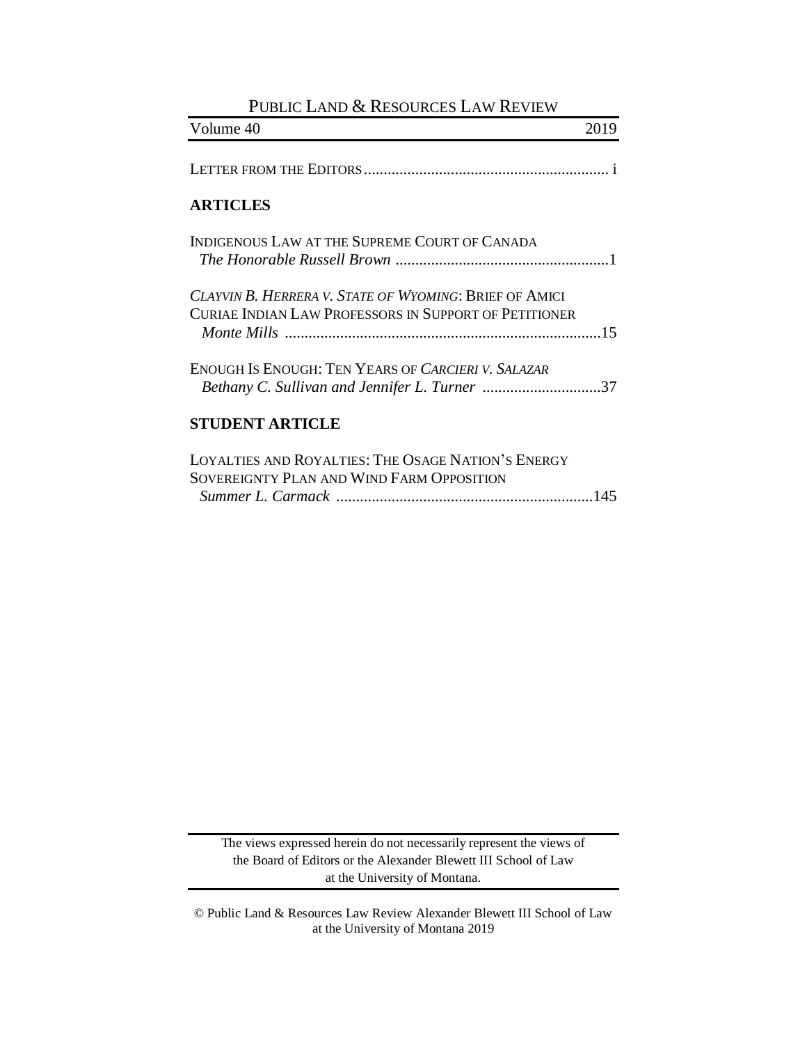# PUBLIC LAND & RESOURCES LAW REVIEW

Volume 40 — 2019

LETTER FROM THE EDITORS .............................................................. i

## ARTICLES

INDIGENOUS LAW AT THE SUPREME COURT OF CANADA
*The Honorable Russell Brown* ...................................................... 1

*CLAYVIN B. HERRERA V. STATE OF WYOMING*: BRIEF OF AMICI CURIAE INDIAN LAW PROFESSORS IN SUPPORT OF PETITIONER
*Monte Mills* ................................................................................ 15

ENOUGH IS ENOUGH: TEN YEARS OF *CARCIERI V. SALAZAR*
*Bethany C. Sullivan and Jennifer L. Turner* .............................. 37

## STUDENT ARTICLE

LOYALTIES AND ROYALTIES: THE OSAGE NATION'S ENERGY SOVEREIGNTY PLAN AND WIND FARM OPPOSITION
*Summer L. Carmack* ................................................................ 145

---

The views expressed herein do not necessarily represent the views of the Board of Editors or the Alexander Blewett III School of Law at the University of Montana.

---

© Public Land & Resources Law Review Alexander Blewett III School of Law at the University of Montana 2019